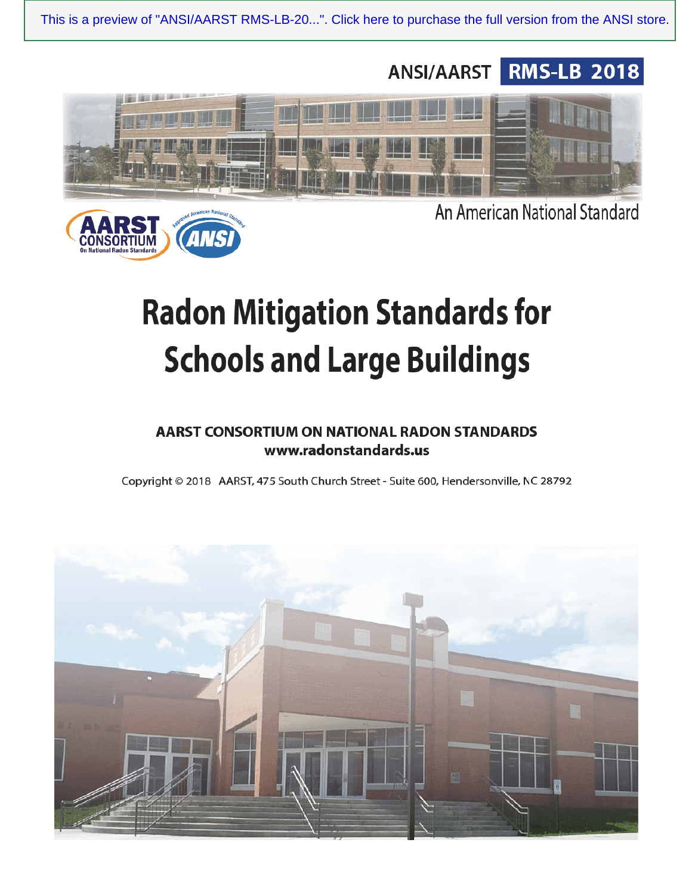This is a preview of "ANSI/AARST RMS-LB-20...". Click here to purchase the full version from the ANSI store.

ANSI/AARST **RMS-LB 2018**

An American National Standard

# Radon Mitigation Standards for Schools and Large Buildings

**AARST CONSORTIUM ON NATIONAL RADON STANDARDS**
**www.radonstandards.us**

Copyright © 2018 AARST, 475 South Church Street - Suite 600, Hendersonville, NC 28792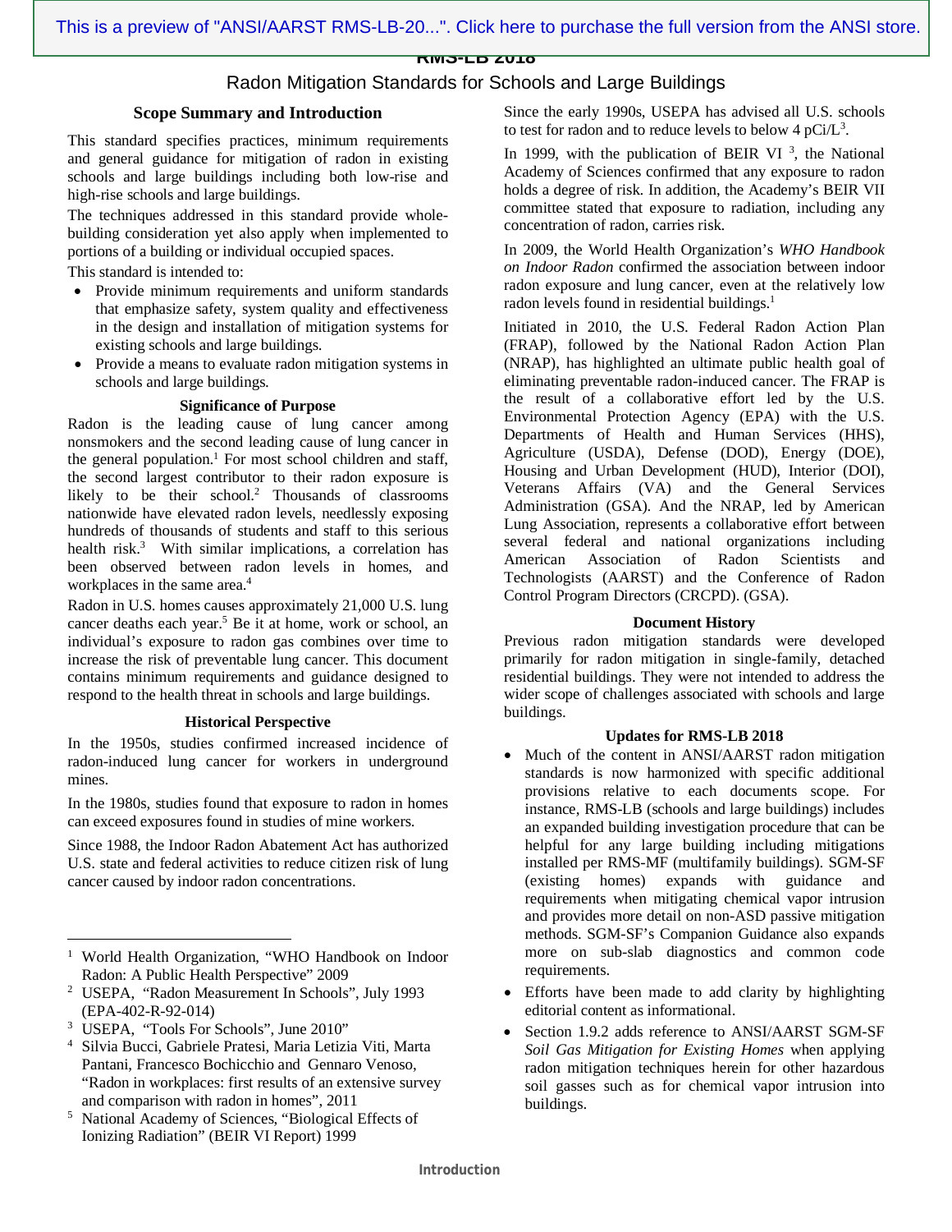# RMS-LB 2018

## Radon Mitigation Standards for Schools and Large Buildings

### Scope Summary and Introduction

This standard specifies practices, minimum requirements and general guidance for mitigation of radon in existing schools and large buildings including both low-rise and high-rise schools and large buildings.

The techniques addressed in this standard provide whole-building consideration yet also apply when implemented to portions of a building or individual occupied spaces.

This standard is intended to:

- Provide minimum requirements and uniform standards that emphasize safety, system quality and effectiveness in the design and installation of mitigation systems for existing schools and large buildings.
- Provide a means to evaluate radon mitigation systems in schools and large buildings.

### Significance of Purpose

Radon is the leading cause of lung cancer among nonsmokers and the second leading cause of lung cancer in the general population.[1] For most school children and staff, the second largest contributor to their radon exposure is likely to be their school.[2] Thousands of classrooms nationwide have elevated radon levels, needlessly exposing hundreds of thousands of students and staff to this serious health risk.[3] With similar implications, a correlation has been observed between radon levels in homes, and workplaces in the same area.[4]

Radon in U.S. homes causes approximately 21,000 U.S. lung cancer deaths each year.[5] Be it at home, work or school, an individual's exposure to radon gas combines over time to increase the risk of preventable lung cancer. This document contains minimum requirements and guidance designed to respond to the health threat in schools and large buildings.

### Historical Perspective

In the 1950s, studies confirmed increased incidence of radon-induced lung cancer for workers in underground mines.

In the 1980s, studies found that exposure to radon in homes can exceed exposures found in studies of mine workers.

Since 1988, the Indoor Radon Abatement Act has authorized U.S. state and federal activities to reduce citizen risk of lung cancer caused by indoor radon concentrations.

Since the early 1990s, USEPA has advised all U.S. schools to test for radon and to reduce levels to below 4 pCi/L[3].

In 1999, with the publication of BEIR VI [3], the National Academy of Sciences confirmed that any exposure to radon holds a degree of risk. In addition, the Academy's BEIR VII committee stated that exposure to radiation, including any concentration of radon, carries risk.

In 2009, the World Health Organization's *WHO Handbook on Indoor Radon* confirmed the association between indoor radon exposure and lung cancer, even at the relatively low radon levels found in residential buildings.[1]

Initiated in 2010, the U.S. Federal Radon Action Plan (FRAP), followed by the National Radon Action Plan (NRAP), has highlighted an ultimate public health goal of eliminating preventable radon-induced cancer. The FRAP is the result of a collaborative effort led by the U.S. Environmental Protection Agency (EPA) with the U.S. Departments of Health and Human Services (HHS), Agriculture (USDA), Defense (DOD), Energy (DOE), Housing and Urban Development (HUD), Interior (DOI), Veterans Affairs (VA) and the General Services Administration (GSA). And the NRAP, led by American Lung Association, represents a collaborative effort between several federal and national organizations including American Association of Radon Scientists and Technologists (AARST) and the Conference of Radon Control Program Directors (CRCPD). (GSA).

### Document History

Previous radon mitigation standards were developed primarily for radon mitigation in single-family, detached residential buildings. They were not intended to address the wider scope of challenges associated with schools and large buildings.

### Updates for RMS-LB 2018

- Much of the content in ANSI/AARST radon mitigation standards is now harmonized with specific additional provisions relative to each documents scope. For instance, RMS-LB (schools and large buildings) includes an expanded building investigation procedure that can be helpful for any large building including mitigations installed per RMS-MF (multifamily buildings). SGM-SF (existing homes) expands with guidance and requirements when mitigating chemical vapor intrusion and provides more detail on non-ASD passive mitigation methods. SGM-SF's Companion Guidance also expands more on sub-slab diagnostics and common code requirements.
- Efforts have been made to add clarity by highlighting editorial content as informational.
- Section 1.9.2 adds reference to ANSI/AARST SGM-SF *Soil Gas Mitigation for Existing Homes* when applying radon mitigation techniques herein for other hazardous soil gasses such as for chemical vapor intrusion into buildings.

---

[1] World Health Organization, "WHO Handbook on Indoor Radon: A Public Health Perspective" 2009

[2] USEPA, "Radon Measurement In Schools", July 1993 (EPA-402-R-92-014)

[3] USEPA, "Tools For Schools", June 2010"

[4] Silvia Bucci, Gabriele Pratesi, Maria Letizia Viti, Marta Pantani, Francesco Bochicchio and Gennaro Venoso, "Radon in workplaces: first results of an extensive survey and comparison with radon in homes", 2011

[5] National Academy of Sciences, "Biological Effects of Ionizing Radiation" (BEIR VI Report) 1999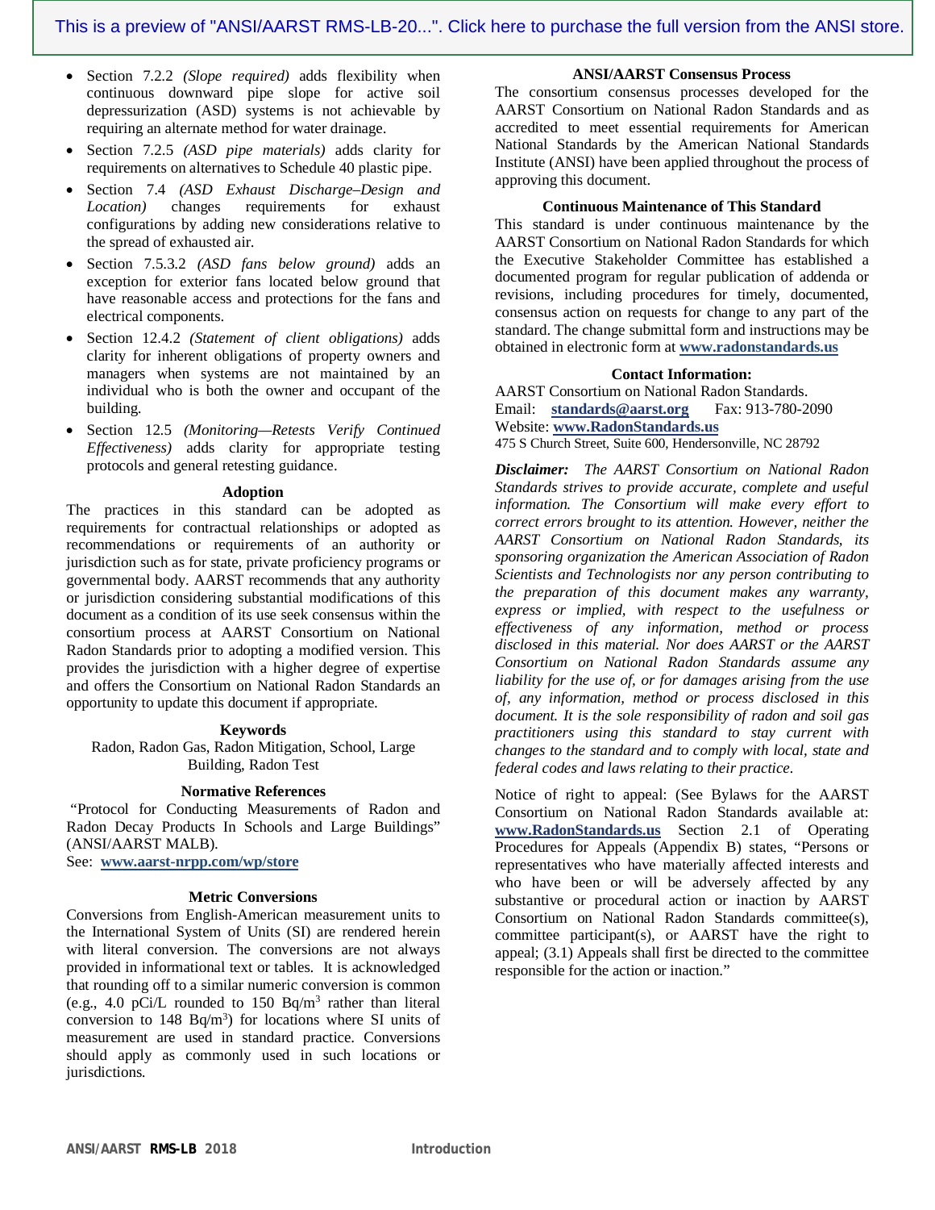- Section 7.2.2 *(Slope required)* adds flexibility when continuous downward pipe slope for active soil depressurization (ASD) systems is not achievable by requiring an alternate method for water drainage.
- Section 7.2.5 *(ASD pipe materials)* adds clarity for requirements on alternatives to Schedule 40 plastic pipe.
- Section 7.4 *(ASD Exhaust Discharge–Design and Location)* changes requirements for exhaust configurations by adding new considerations relative to the spread of exhausted air.
- Section 7.5.3.2 *(ASD fans below ground)* adds an exception for exterior fans located below ground that have reasonable access and protections for the fans and electrical components.
- Section 12.4.2 *(Statement of client obligations)* adds clarity for inherent obligations of property owners and managers when systems are not maintained by an individual who is both the owner and occupant of the building.
- Section 12.5 *(Monitoring—Retests Verify Continued Effectiveness)* adds clarity for appropriate testing protocols and general retesting guidance.

### Adoption

The practices in this standard can be adopted as requirements for contractual relationships or adopted as recommendations or requirements of an authority or jurisdiction such as for state, private proficiency programs or governmental body. AARST recommends that any authority or jurisdiction considering substantial modifications of this document as a condition of its use seek consensus within the consortium process at AARST Consortium on National Radon Standards prior to adopting a modified version. This provides the jurisdiction with a higher degree of expertise and offers the Consortium on National Radon Standards an opportunity to update this document if appropriate.

### Keywords

Radon, Radon Gas, Radon Mitigation, School, Large Building, Radon Test

### Normative References

"Protocol for Conducting Measurements of Radon and Radon Decay Products In Schools and Large Buildings" (ANSI/AARST MALB).
See: **www.aarst-nrpp.com/wp/store**

### Metric Conversions

Conversions from English-American measurement units to the International System of Units (SI) are rendered herein with literal conversion. The conversions are not always provided in informational text or tables. It is acknowledged that rounding off to a similar numeric conversion is common (e.g., 4.0 pCi/L rounded to 150 Bq/m$^3$ rather than literal conversion to 148 Bq/m$^3$) for locations where SI units of measurement are used in standard practice. Conversions should apply as commonly used in such locations or jurisdictions.

### ANSI/AARST Consensus Process

The consortium consensus processes developed for the AARST Consortium on National Radon Standards and as accredited to meet essential requirements for American National Standards by the American National Standards Institute (ANSI) have been applied throughout the process of approving this document.

### Continuous Maintenance of This Standard

This standard is under continuous maintenance by the AARST Consortium on National Radon Standards for which the Executive Stakeholder Committee has established a documented program for regular publication of addenda or revisions, including procedures for timely, documented, consensus action on requests for change to any part of the standard. The change submittal form and instructions may be obtained in electronic form at **www.radonstandards.us**

### Contact Information:

AARST Consortium on National Radon Standards.
Email: **standards@aarst.org** Fax: 913-780-2090
Website: **www.RadonStandards.us**
475 S Church Street, Suite 600, Hendersonville, NC 28792

***Disclaimer:*** *The AARST Consortium on National Radon Standards strives to provide accurate, complete and useful information. The Consortium will make every effort to correct errors brought to its attention. However, neither the AARST Consortium on National Radon Standards, its sponsoring organization the American Association of Radon Scientists and Technologists nor any person contributing to the preparation of this document makes any warranty, express or implied, with respect to the usefulness or effectiveness of any information, method or process disclosed in this material. Nor does AARST or the AARST Consortium on National Radon Standards assume any liability for the use of, or for damages arising from the use of, any information, method or process disclosed in this document. It is the sole responsibility of radon and soil gas practitioners using this standard to stay current with changes to the standard and to comply with local, state and federal codes and laws relating to their practice.*

Notice of right to appeal: (See Bylaws for the AARST Consortium on National Radon Standards available at: **www.RadonStandards.us** Section 2.1 of Operating Procedures for Appeals (Appendix B) states, "Persons or representatives who have materially affected interests and who have been or will be adversely affected by any substantive or procedural action or inaction by AARST Consortium on National Radon Standards committee(s), committee participant(s), or AARST have the right to appeal; (3.1) Appeals shall first be directed to the committee responsible for the action or inaction."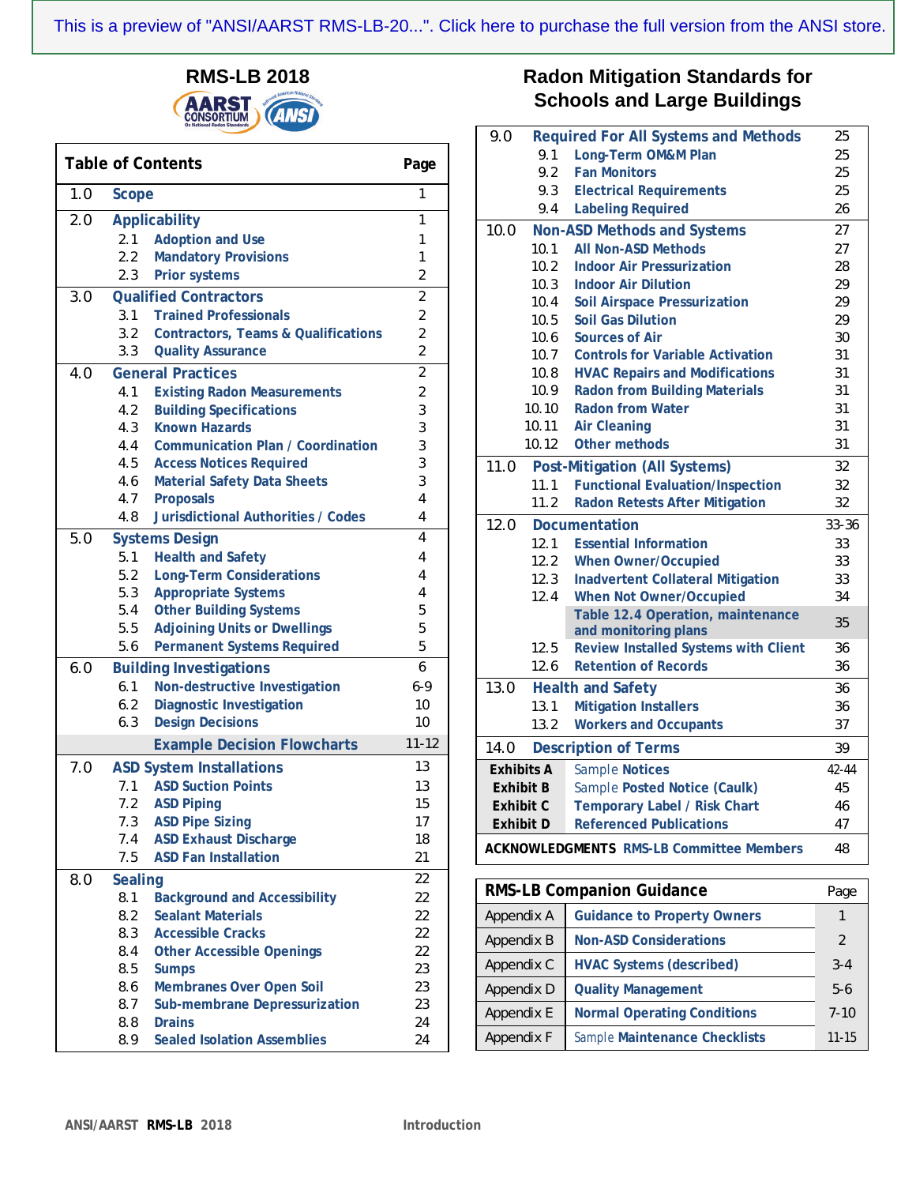This is a preview of "ANSI/AARST RMS-LB-20...". Click here to purchase the full version from the ANSI store.

# RMS-LB 2018

# Radon Mitigation Standards for Schools and Large Buildings

| Table of Contents | | Page |
|---|---|---|
| 1.0 | **Scope** | 1 |
| 2.0 | **Applicability** | 1 |
| 2.1 | Adoption and Use | 1 |
| 2.2 | Mandatory Provisions | 1 |
| 2.3 | Prior systems | 2 |
| 3.0 | **Qualified Contractors** | 2 |
| 3.1 | Trained Professionals | 2 |
| 3.2 | Contractors, Teams & Qualifications | 2 |
| 3.3 | Quality Assurance | 2 |
| 4.0 | **General Practices** | 2 |
| 4.1 | Existing Radon Measurements | 2 |
| 4.2 | Building Specifications | 3 |
| 4.3 | Known Hazards | 3 |
| 4.4 | Communication Plan / Coordination | 3 |
| 4.5 | Access Notices Required | 3 |
| 4.6 | Material Safety Data Sheets | 3 |
| 4.7 | Proposals | 4 |
| 4.8 | Jurisdictional Authorities / Codes | 4 |
| 5.0 | **Systems Design** | 4 |
| 5.1 | Health and Safety | 4 |
| 5.2 | Long-Term Considerations | 4 |
| 5.3 | Appropriate Systems | 4 |
| 5.4 | Other Building Systems | 5 |
| 5.5 | Adjoining Units or Dwellings | 5 |
| 5.6 | Permanent Systems Required | 5 |
| 6.0 | **Building Investigations** | 6 |
| 6.1 | Non-destructive Investigation | 6-9 |
| 6.2 | Diagnostic Investigation | 10 |
| 6.3 | Design Decisions | 10 |
| | Example Decision Flowcharts | 11-12 |
| 7.0 | **ASD System Installations** | 13 |
| 7.1 | ASD Suction Points | 13 |
| 7.2 | ASD Piping | 15 |
| 7.3 | ASD Pipe Sizing | 17 |
| 7.4 | ASD Exhaust Discharge | 18 |
| 7.5 | ASD Fan Installation | 21 |
| 8.0 | **Sealing** | 22 |
| 8.1 | Background and Accessibility | 22 |
| 8.2 | Sealant Materials | 22 |
| 8.3 | Accessible Cracks | 22 |
| 8.4 | Other Accessible Openings | 22 |
| 8.5 | Sumps | 23 |
| 8.6 | Membranes Over Open Soil | 23 |
| 8.7 | Sub-membrane Depressurization | 23 |
| 8.8 | Drains | 24 |
| 8.9 | Sealed Isolation Assemblies | 24 |
| 9.0 | **Required For All Systems and Methods** | 25 |
| 9.1 | Long-Term OM&M Plan | 25 |
| 9.2 | Fan Monitors | 25 |
| 9.3 | Electrical Requirements | 25 |
| 9.4 | Labeling Required | 26 |
| 10.0 | **Non-ASD Methods and Systems** | 27 |
| 10.1 | All Non-ASD Methods | 27 |
| 10.2 | Indoor Air Pressurization | 28 |
| 10.3 | Indoor Air Dilution | 29 |
| 10.4 | Soil Airspace Pressurization | 29 |
| 10.5 | Soil Gas Dilution | 29 |
| 10.6 | Sources of Air | 30 |
| 10.7 | Controls for Variable Activation | 31 |
| 10.8 | HVAC Repairs and Modifications | 31 |
| 10.9 | Radon from Building Materials | 31 |
| 10.10 | Radon from Water | 31 |
| 10.11 | Air Cleaning | 31 |
| 10.12 | Other methods | 31 |
| 11.0 | **Post-Mitigation (All Systems)** | 32 |
| 11.1 | Functional Evaluation/Inspection | 32 |
| 11.2 | Radon Retests After Mitigation | 32 |
| 12.0 | **Documentation** | 33-36 |
| 12.1 | Essential Information | 33 |
| 12.2 | When Owner/Occupied | 33 |
| 12.3 | Inadvertent Collateral Mitigation | 33 |
| 12.4 | When Not Owner/Occupied | 34 |
| | Table 12.4 Operation, maintenance and monitoring plans | 35 |
| 12.5 | Review Installed Systems with Client | 36 |
| 12.6 | Retention of Records | 36 |
| 13.0 | **Health and Safety** | 36 |
| 13.1 | Mitigation Installers | 36 |
| 13.2 | Workers and Occupants | 37 |
| 14.0 | **Description of Terms** | 39 |
| **Exhibits A** | Sample Notices | 42-44 |
| **Exhibit B** | Sample Posted Notice (Caulk) | 45 |
| **Exhibit C** | Temporary Label / Risk Chart | 46 |
| **Exhibit D** | Referenced Publications | 47 |
| **ACKNOWLEDGMENTS** | RMS-LB Committee Members | 48 |

| RMS-LB Companion Guidance | | Page |
|---|---|---|
| Appendix A | Guidance to Property Owners | 1 |
| Appendix B | Non-ASD Considerations | 2 |
| Appendix C | HVAC Systems (described) | 3-4 |
| Appendix D | Quality Management | 5-6 |
| Appendix E | Normal Operating Conditions | 7-10 |
| Appendix F | Sample Maintenance Checklists | 11-15 |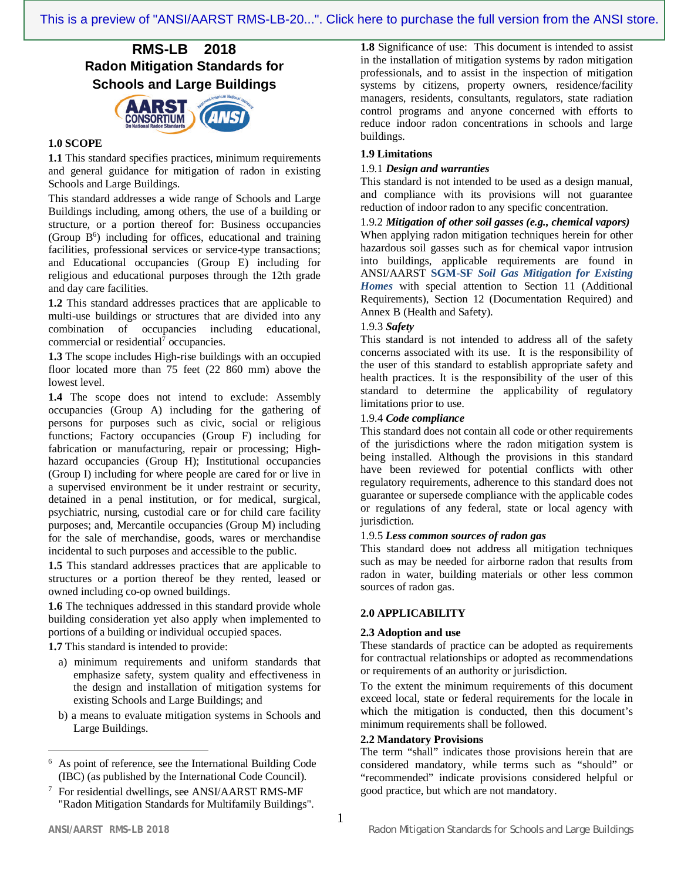# RMS-LB 2018
# Radon Mitigation Standards for Schools and Large Buildings

## 1.0 SCOPE

**1.1** This standard specifies practices, minimum requirements and general guidance for mitigation of radon in existing Schools and Large Buildings.

This standard addresses a wide range of Schools and Large Buildings including, among others, the use of a building or structure, or a portion thereof for: Business occupancies (Group B[6]) including for offices, educational and training facilities, professional services or service-type transactions; and Educational occupancies (Group E) including for religious and educational purposes through the 12th grade and day care facilities.

**1.2** This standard addresses practices that are applicable to multi-use buildings or structures that are divided into any combination of occupancies including educational, commercial or residential[7] occupancies.

**1.3** The scope includes High-rise buildings with an occupied floor located more than 75 feet (22 860 mm) above the lowest level.

**1.4** The scope does not intend to exclude: Assembly occupancies (Group A) including for the gathering of persons for purposes such as civic, social or religious functions; Factory occupancies (Group F) including for fabrication or manufacturing, repair or processing; High-hazard occupancies (Group H); Institutional occupancies (Group I) including for where people are cared for or live in a supervised environment be it under restraint or security, detained in a penal institution, or for medical, surgical, psychiatric, nursing, custodial care or for child care facility purposes; and, Mercantile occupancies (Group M) including for the sale of merchandise, goods, wares or merchandise incidental to such purposes and accessible to the public.

**1.5** This standard addresses practices that are applicable to structures or a portion thereof be they rented, leased or owned including co-op owned buildings.

**1.6** The techniques addressed in this standard provide whole building consideration yet also apply when implemented to portions of a building or individual occupied spaces.

**1.7** This standard is intended to provide:

a) minimum requirements and uniform standards that emphasize safety, system quality and effectiveness in the design and installation of mitigation systems for existing Schools and Large Buildings; and

b) a means to evaluate mitigation systems in Schools and Large Buildings.

**1.8** Significance of use: This document is intended to assist in the installation of mitigation systems by radon mitigation professionals, and to assist in the inspection of mitigation systems by citizens, property owners, residence/facility managers, residents, consultants, regulators, state radiation control programs and anyone concerned with efforts to reduce indoor radon concentrations in schools and large buildings.

### 1.9 Limitations

1.9.1 ***Design and warranties***

This standard is not intended to be used as a design manual, and compliance with its provisions will not guarantee reduction of indoor radon to any specific concentration.

1.9.2 ***Mitigation of other soil gasses (e.g., chemical vapors)***

When applying radon mitigation techniques herein for other hazardous soil gasses such as for chemical vapor intrusion into buildings, applicable requirements are found in ANSI/AARST **SGM-SF** ***Soil Gas Mitigation for Existing Homes*** with special attention to Section 11 (Additional Requirements), Section 12 (Documentation Required) and Annex B (Health and Safety).

1.9.3 ***Safety***

This standard is not intended to address all of the safety concerns associated with its use. It is the responsibility of the user of this standard to establish appropriate safety and health practices. It is the responsibility of the user of this standard to determine the applicability of regulatory limitations prior to use.

1.9.4 ***Code compliance***

This standard does not contain all code or other requirements of the jurisdictions where the radon mitigation system is being installed. Although the provisions in this standard have been reviewed for potential conflicts with other regulatory requirements, adherence to this standard does not guarantee or supersede compliance with the applicable codes or regulations of any federal, state or local agency with jurisdiction.

1.9.5 ***Less common sources of radon gas***

This standard does not address all mitigation techniques such as may be needed for airborne radon that results from radon in water, building materials or other less common sources of radon gas.

## 2.0 APPLICABILITY

### 2.3 Adoption and use

These standards of practice can be adopted as requirements for contractual relationships or adopted as recommendations or requirements of an authority or jurisdiction.

To the extent the minimum requirements of this document exceed local, state or federal requirements for the locale in which the mitigation is conducted, then this document's minimum requirements shall be followed.

### 2.2 Mandatory Provisions

The term "shall" indicates those provisions herein that are considered mandatory, while terms such as "should" or "recommended" indicate provisions considered helpful or good practice, but which are not mandatory.

---

[6] As point of reference, see the International Building Code (IBC) (as published by the International Code Council).

[7] For residential dwellings, see ANSI/AARST RMS-MF "Radon Mitigation Standards for Multifamily Buildings".